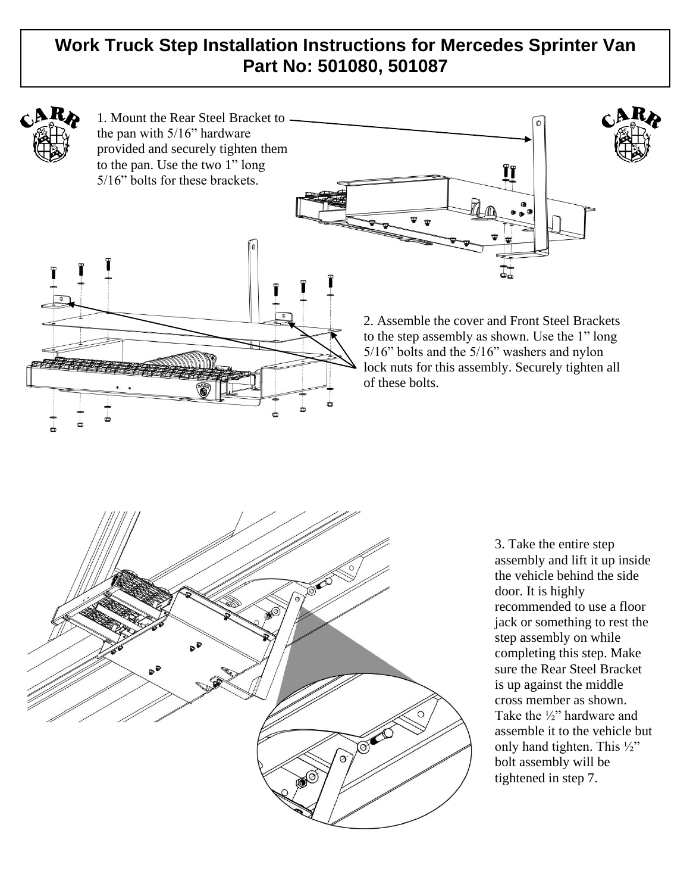# Work Truck Step Installation Instructions for Mercedes Sprinter Van
# Part No: 501080, 501087

1. Mount the Rear Steel Bracket to the pan with 5/16" hardware provided and securely tighten them to the pan. Use the two 1" long 5/16" bolts for these brackets.

2. Assemble the cover and Front Steel Brackets to the step assembly as shown. Use the 1" long 5/16" bolts and the 5/16" washers and nylon lock nuts for this assembly. Securely tighten all of these bolts.

3. Take the entire step assembly and lift it up inside the vehicle behind the side door. It is highly recommended to use a floor jack or something to rest the step assembly on while completing this step. Make sure the Rear Steel Bracket is up against the middle cross member as shown. Take the ½" hardware and assemble it to the vehicle but only hand tighten. This ½" bolt assembly will be tightened in step 7.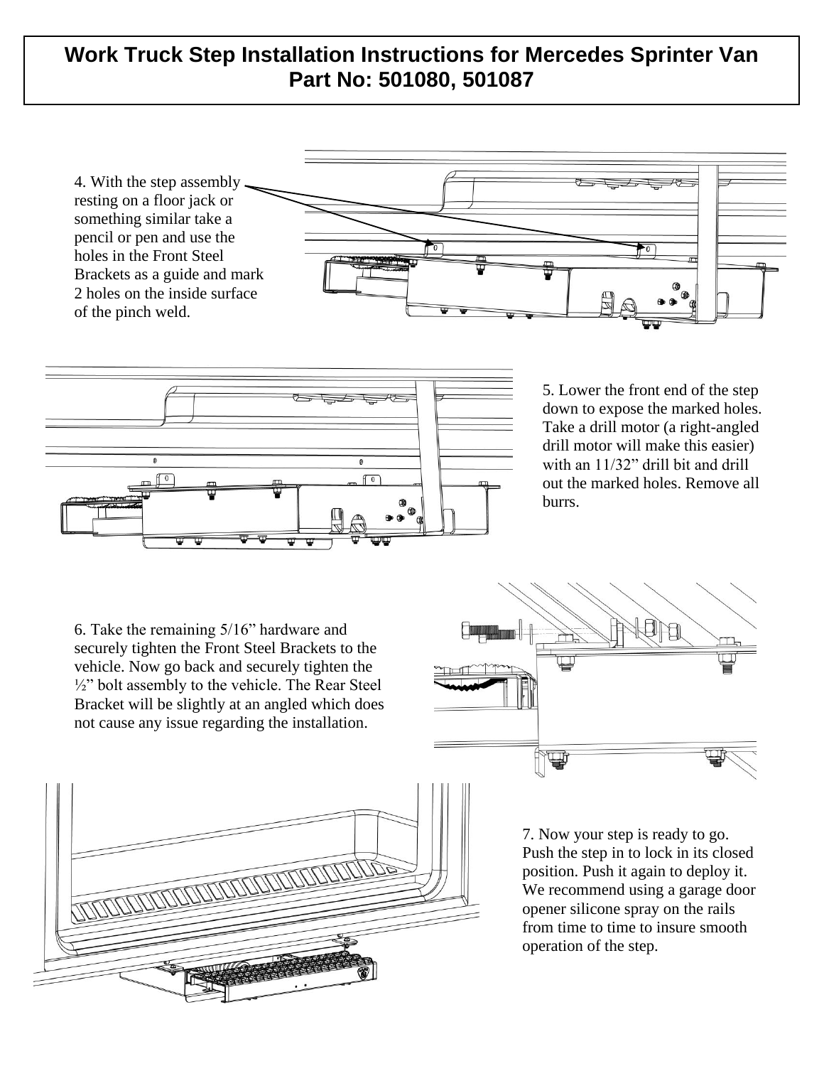# Work Truck Step Installation Instructions for Mercedes Sprinter Van
# Part No: 501080, 501087

4. With the step assembly resting on a floor jack or something similar take a pencil or pen and use the holes in the Front Steel Brackets as a guide and mark 2 holes on the inside surface of the pinch weld.

5. Lower the front end of the step down to expose the marked holes. Take a drill motor (a right-angled drill motor will make this easier) with an 11/32" drill bit and drill out the marked holes. Remove all burrs.

6. Take the remaining 5/16" hardware and securely tighten the Front Steel Brackets to the vehicle. Now go back and securely tighten the ½" bolt assembly to the vehicle. The Rear Steel Bracket will be slightly at an angled which does not cause any issue regarding the installation.

7. Now your step is ready to go. Push the step in to lock in its closed position. Push it again to deploy it. We recommend using a garage door opener silicone spray on the rails from time to time to insure smooth operation of the step.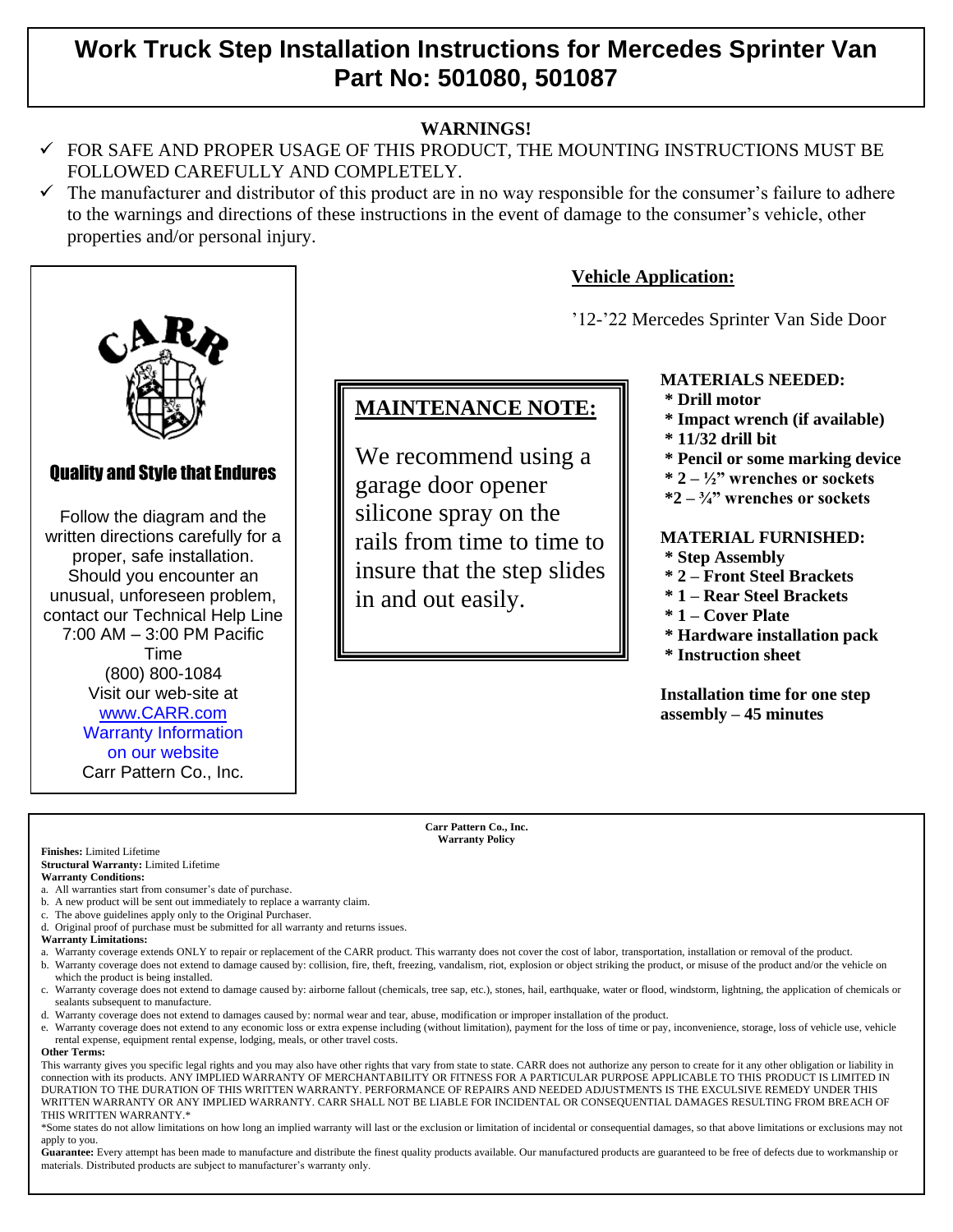# Work Truck Step Installation Instructions for Mercedes Sprinter Van
# Part No: 501080, 501087

**WARNINGS!**

- ✓ FOR SAFE AND PROPER USAGE OF THIS PRODUCT, THE MOUNTING INSTRUCTIONS MUST BE FOLLOWED CAREFULLY AND COMPLETELY.
- ✓ The manufacturer and distributor of this product are in no way responsible for the consumer's failure to adhere to the warnings and directions of these instructions in the event of damage to the consumer's vehicle, other properties and/or personal injury.

CARR

**Quality and Style that Endures**

Follow the diagram and the written directions carefully for a proper, safe installation. Should you encounter an unusual, unforeseen problem, contact our Technical Help Line 7:00 AM – 3:00 PM Pacific Time
(800) 800-1084
Visit our web-site at
www.CARR.com
Warranty Information on our website
Carr Pattern Co., Inc.

## MAINTENANCE NOTE:

We recommend using a garage door opener silicone spray on the rails from time to time to insure that the step slides in and out easily.

## Vehicle Application:

'12-'22 Mercedes Sprinter Van Side Door

**MATERIALS NEEDED:**

- **Drill motor**
- **Impact wrench (if available)**
- **11/32 drill bit**
- **Pencil or some marking device**
- **2 – ½" wrenches or sockets**
- **2 – ¾" wrenches or sockets**

**MATERIAL FURNISHED:**

- **Step Assembly**
- **2 – Front Steel Brackets**
- **1 – Rear Steel Brackets**
- **1 – Cover Plate**
- **Hardware installation pack**
- **Instruction sheet**

**Installation time for one step assembly – 45 minutes**

**Carr Pattern Co., Inc.**
**Warranty Policy**

**Finishes:** Limited Lifetime
**Structural Warranty:** Limited Lifetime
**Warranty Conditions:**

a. All warranties start from consumer's date of purchase.
b. A new product will be sent out immediately to replace a warranty claim.
c. The above guidelines apply only to the Original Purchaser.
d. Original proof of purchase must be submitted for all warranty and returns issues.

**Warranty Limitations:**

a. Warranty coverage extends ONLY to repair or replacement of the CARR product. This warranty does not cover the cost of labor, transportation, installation or removal of the product.
b. Warranty coverage does not extend to damage caused by: collision, fire, theft, freezing, vandalism, riot, explosion or object striking the product, or misuse of the product and/or the vehicle on which the product is being installed.
c. Warranty coverage does not extend to damage caused by: airborne fallout (chemicals, tree sap, etc.), stones, hail, earthquake, water or flood, windstorm, lightning, the application of chemicals or sealants subsequent to manufacture.
d. Warranty coverage does not extend to damages caused by: normal wear and tear, abuse, modification or improper installation of the product.
e. Warranty coverage does not extend to any economic loss or extra expense including (without limitation), payment for the loss of time or pay, inconvenience, storage, loss of vehicle use, vehicle rental expense, equipment rental expense, lodging, meals, or other travel costs.

**Other Terms:**

This warranty gives you specific legal rights and you may also have other rights that vary from state to state. CARR does not authorize any person to create for it any other obligation or liability in connection with its products. ANY IMPLIED WARRANTY OF MERCHANTABILITY OR FITNESS FOR A PARTICULAR PURPOSE APPLICABLE TO THIS PRODUCT IS LIMITED IN DURATION TO THE DURATION OF THIS WRITTEN WARRANTY. PERFORMANCE OF REPAIRS AND NEEDED ADJUSTMENTS IS THE EXCULSIVE REMEDY UNDER THIS WRITTEN WARRANTY OR ANY IMPLIED WARRANTY. CARR SHALL NOT BE LIABLE FOR INCIDENTAL OR CONSEQUENTIAL DAMAGES RESULTING FROM BREACH OF THIS WRITTEN WARRANTY.*

*Some states do not allow limitations on how long an implied warranty will last or the exclusion or limitation of incidental or consequential damages, so that above limitations or exclusions may not apply to you.

**Guarantee:** Every attempt has been made to manufacture and distribute the finest quality products available. Our manufactured products are guaranteed to be free of defects due to workmanship or materials. Distributed products are subject to manufacturer's warranty only.